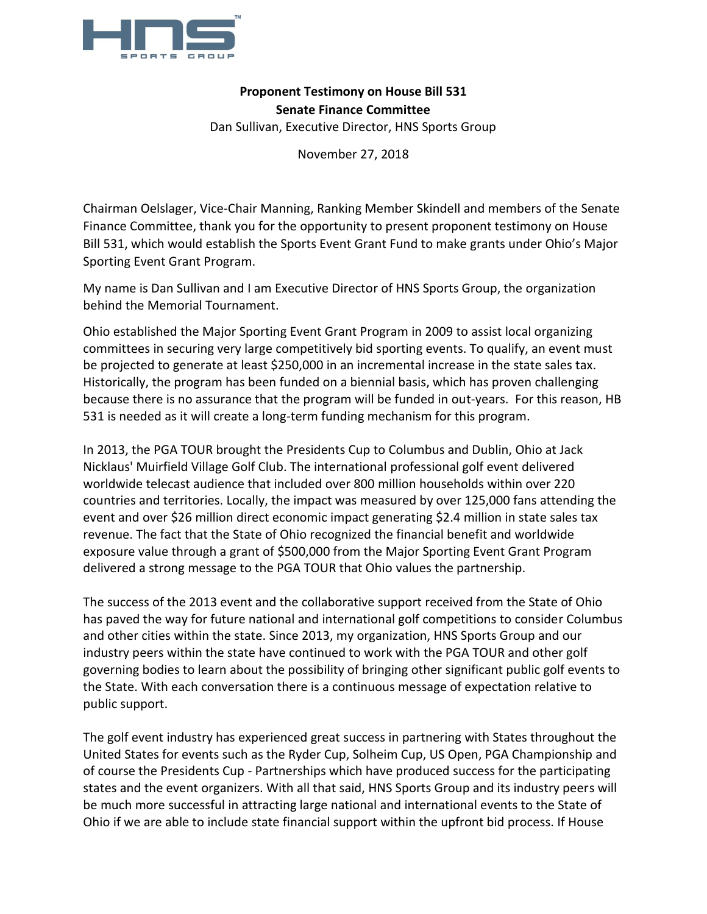**Proponent Testimony on House Bill 531**
**Senate Finance Committee**
Dan Sullivan, Executive Director, HNS Sports Group

November 27, 2018

Chairman Oelslager, Vice-Chair Manning, Ranking Member Skindell and members of the Senate Finance Committee, thank you for the opportunity to present proponent testimony on House Bill 531, which would establish the Sports Event Grant Fund to make grants under Ohio's Major Sporting Event Grant Program.

My name is Dan Sullivan and I am Executive Director of HNS Sports Group, the organization behind the Memorial Tournament.

Ohio established the Major Sporting Event Grant Program in 2009 to assist local organizing committees in securing very large competitively bid sporting events. To qualify, an event must be projected to generate at least $250,000 in an incremental increase in the state sales tax. Historically, the program has been funded on a biennial basis, which has proven challenging because there is no assurance that the program will be funded in out-years. For this reason, HB 531 is needed as it will create a long-term funding mechanism for this program.

In 2013, the PGA TOUR brought the Presidents Cup to Columbus and Dublin, Ohio at Jack Nicklaus' Muirfield Village Golf Club. The international professional golf event delivered worldwide telecast audience that included over 800 million households within over 220 countries and territories. Locally, the impact was measured by over 125,000 fans attending the event and over $26 million direct economic impact generating $2.4 million in state sales tax revenue. The fact that the State of Ohio recognized the financial benefit and worldwide exposure value through a grant of $500,000 from the Major Sporting Event Grant Program delivered a strong message to the PGA TOUR that Ohio values the partnership.

The success of the 2013 event and the collaborative support received from the State of Ohio has paved the way for future national and international golf competitions to consider Columbus and other cities within the state. Since 2013, my organization, HNS Sports Group and our industry peers within the state have continued to work with the PGA TOUR and other golf governing bodies to learn about the possibility of bringing other significant public golf events to the State. With each conversation there is a continuous message of expectation relative to public support.

The golf event industry has experienced great success in partnering with States throughout the United States for events such as the Ryder Cup, Solheim Cup, US Open, PGA Championship and of course the Presidents Cup - Partnerships which have produced success for the participating states and the event organizers. With all that said, HNS Sports Group and its industry peers will be much more successful in attracting large national and international events to the State of Ohio if we are able to include state financial support within the upfront bid process. If House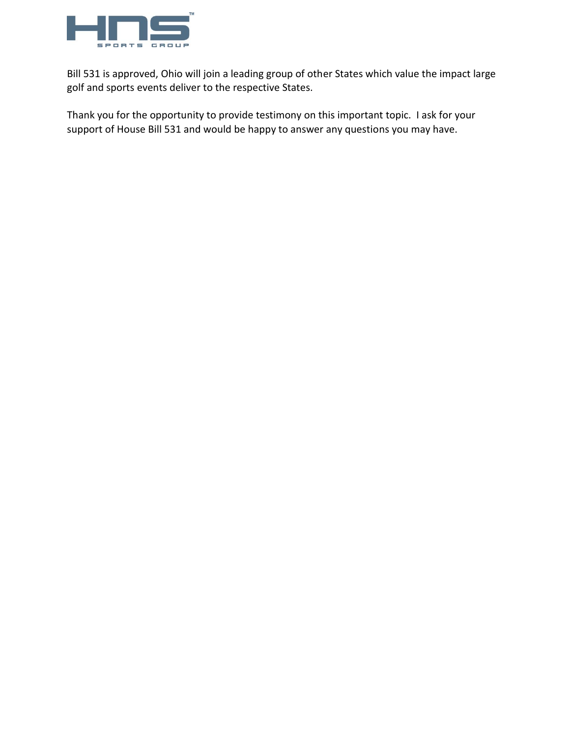Bill 531 is approved, Ohio will join a leading group of other States which value the impact large golf and sports events deliver to the respective States.

Thank you for the opportunity to provide testimony on this important topic. I ask for your support of House Bill 531 and would be happy to answer any questions you may have.